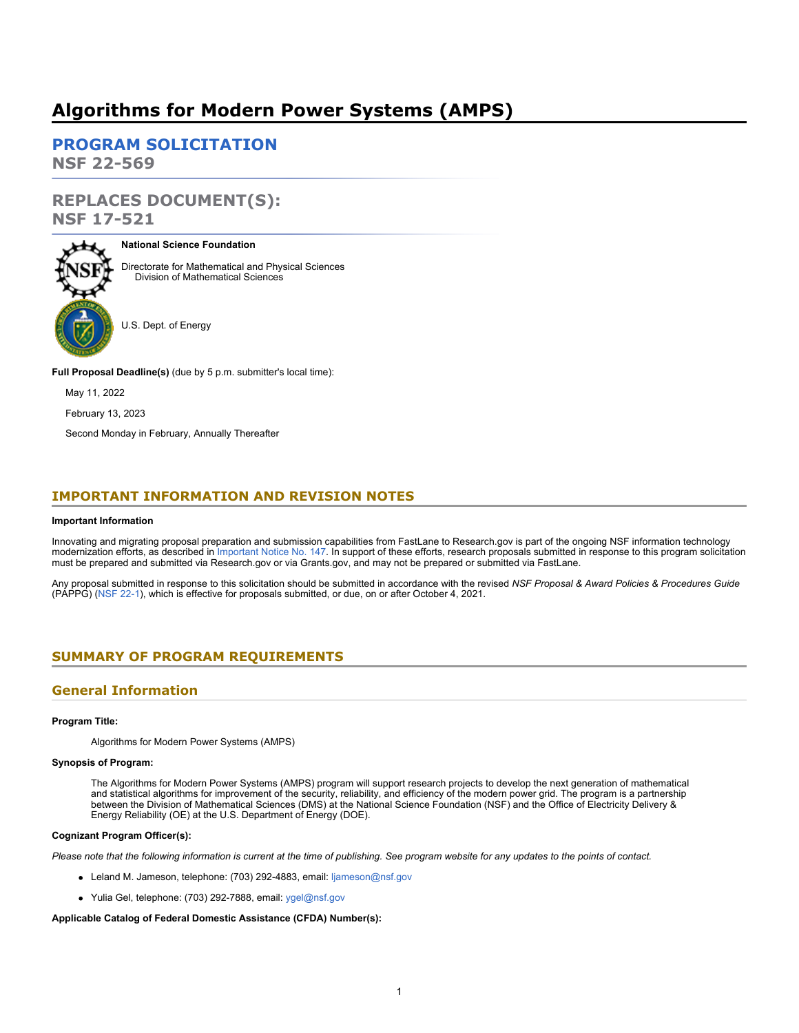# Algorithms for Modern Power Systems (AMPS)

## PROGRAM SOLICITATION
## NSF 22-569

## REPLACES DOCUMENT(S):
## NSF 17-521

**National Science Foundation**

Directorate for Mathematical and Physical Sciences
Division of Mathematical Sciences

U.S. Dept. of Energy

**Full Proposal Deadline(s)** (due by 5 p.m. submitter's local time):

May 11, 2022

February 13, 2023

Second Monday in February, Annually Thereafter

## IMPORTANT INFORMATION AND REVISION NOTES

**Important Information**

Innovating and migrating proposal preparation and submission capabilities from FastLane to Research.gov is part of the ongoing NSF information technology modernization efforts, as described in Important Notice No. 147. In support of these efforts, research proposals submitted in response to this program solicitation must be prepared and submitted via Research.gov or via Grants.gov, and may not be prepared or submitted via FastLane.

Any proposal submitted in response to this solicitation should be submitted in accordance with the revised *NSF Proposal & Award Policies & Procedures Guide* (PAPPG) (NSF 22-1), which is effective for proposals submitted, or due, on or after October 4, 2021.

## SUMMARY OF PROGRAM REQUIREMENTS

### General Information

**Program Title:**

Algorithms for Modern Power Systems (AMPS)

**Synopsis of Program:**

The Algorithms for Modern Power Systems (AMPS) program will support research projects to develop the next generation of mathematical and statistical algorithms for improvement of the security, reliability, and efficiency of the modern power grid. The program is a partnership between the Division of Mathematical Sciences (DMS) at the National Science Foundation (NSF) and the Office of Electricity Delivery & Energy Reliability (OE) at the U.S. Department of Energy (DOE).

**Cognizant Program Officer(s):**

*Please note that the following information is current at the time of publishing. See program website for any updates to the points of contact.*

- Leland M. Jameson, telephone: (703) 292-4883, email: ljameson@nsf.gov
- Yulia Gel, telephone: (703) 292-7888, email: ygel@nsf.gov

**Applicable Catalog of Federal Domestic Assistance (CFDA) Number(s):**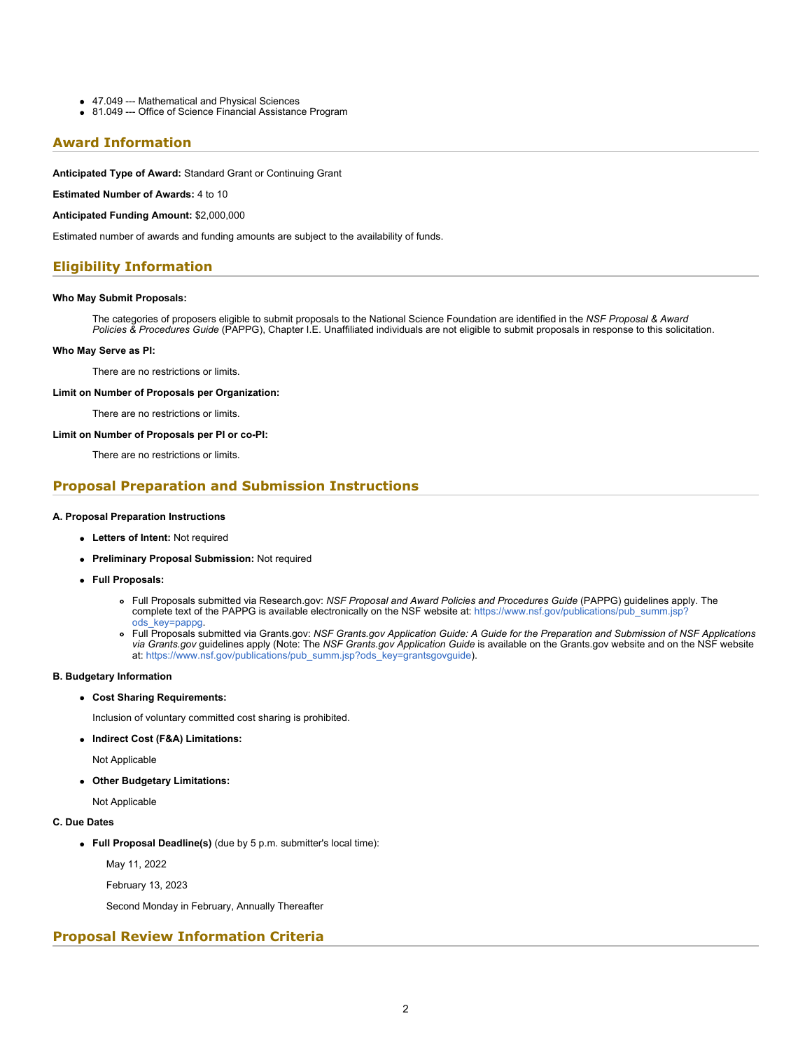- 47.049 --- Mathematical and Physical Sciences
- 81.049 --- Office of Science Financial Assistance Program

## Award Information

**Anticipated Type of Award:** Standard Grant or Continuing Grant

**Estimated Number of Awards:** 4 to 10

**Anticipated Funding Amount:** $2,000,000

Estimated number of awards and funding amounts are subject to the availability of funds.

## Eligibility Information

**Who May Submit Proposals:**

The categories of proposers eligible to submit proposals to the National Science Foundation are identified in the *NSF Proposal & Award Policies & Procedures Guide* (PAPPG), Chapter I.E. Unaffiliated individuals are not eligible to submit proposals in response to this solicitation.

**Who May Serve as PI:**

There are no restrictions or limits.

**Limit on Number of Proposals per Organization:**

There are no restrictions or limits.

**Limit on Number of Proposals per PI or co-PI:**

There are no restrictions or limits.

## Proposal Preparation and Submission Instructions

**A. Proposal Preparation Instructions**

- **Letters of Intent:** Not required
- **Preliminary Proposal Submission:** Not required
- **Full Proposals:**
  - Full Proposals submitted via Research.gov: *NSF Proposal and Award Policies and Procedures Guide* (PAPPG) guidelines apply. The complete text of the PAPPG is available electronically on the NSF website at: https://www.nsf.gov/publications/pub_summ.jsp?ods_key=pappg.
  - Full Proposals submitted via Grants.gov: *NSF Grants.gov Application Guide: A Guide for the Preparation and Submission of NSF Applications via Grants.gov* guidelines apply (Note: The *NSF Grants.gov Application Guide* is available on the Grants.gov website and on the NSF website at: https://www.nsf.gov/publications/pub_summ.jsp?ods_key=grantsgovguide).

**B. Budgetary Information**

- **Cost Sharing Requirements:**

  Inclusion of voluntary committed cost sharing is prohibited.

- **Indirect Cost (F&A) Limitations:**

  Not Applicable

- **Other Budgetary Limitations:**

  Not Applicable

**C. Due Dates**

- **Full Proposal Deadline(s)** (due by 5 p.m. submitter's local time):

  May 11, 2022

  February 13, 2023

  Second Monday in February, Annually Thereafter

## Proposal Review Information Criteria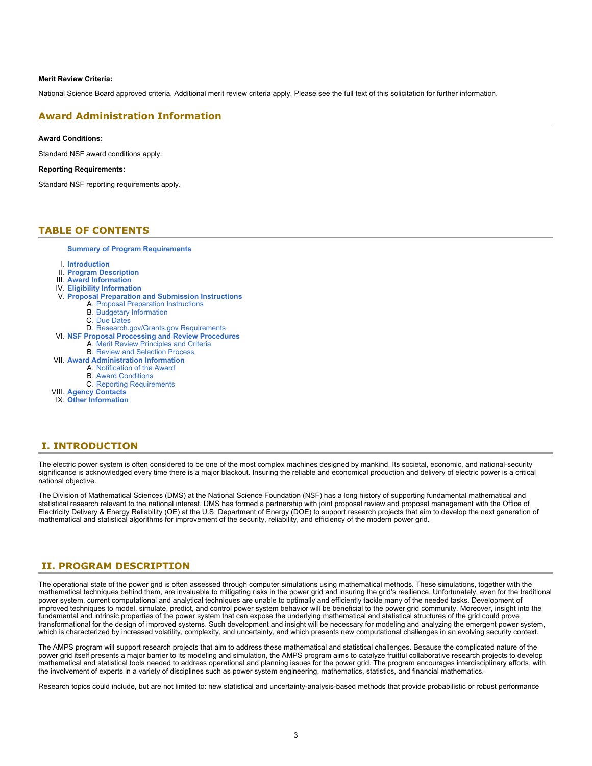**Merit Review Criteria:**

National Science Board approved criteria. Additional merit review criteria apply. Please see the full text of this solicitation for further information.

## Award Administration Information

**Award Conditions:**

Standard NSF award conditions apply.

**Reporting Requirements:**

Standard NSF reporting requirements apply.

## TABLE OF CONTENTS

**Summary of Program Requirements**

I. **Introduction**
II. **Program Description**
III. **Award Information**
IV. **Eligibility Information**
V. **Proposal Preparation and Submission Instructions**
   A. Proposal Preparation Instructions
   B. Budgetary Information
   C. Due Dates
   D. Research.gov/Grants.gov Requirements
VI. **NSF Proposal Processing and Review Procedures**
   A. Merit Review Principles and Criteria
   B. Review and Selection Process
VII. **Award Administration Information**
   A. Notification of the Award
   B. Award Conditions
   C. Reporting Requirements
VIII. **Agency Contacts**
IX. **Other Information**

## I. INTRODUCTION

The electric power system is often considered to be one of the most complex machines designed by mankind. Its societal, economic, and national-security significance is acknowledged every time there is a major blackout. Insuring the reliable and economical production and delivery of electric power is a critical national objective.

The Division of Mathematical Sciences (DMS) at the National Science Foundation (NSF) has a long history of supporting fundamental mathematical and statistical research relevant to the national interest. DMS has formed a partnership with joint proposal review and proposal management with the Office of Electricity Delivery & Energy Reliability (OE) at the U.S. Department of Energy (DOE) to support research projects that aim to develop the next generation of mathematical and statistical algorithms for improvement of the security, reliability, and efficiency of the modern power grid.

## II. PROGRAM DESCRIPTION

The operational state of the power grid is often assessed through computer simulations using mathematical methods. These simulations, together with the mathematical techniques behind them, are invaluable to mitigating risks in the power grid and insuring the grid's resilience. Unfortunately, even for the traditional power system, current computational and analytical techniques are unable to optimally and efficiently tackle many of the needed tasks. Development of improved techniques to model, simulate, predict, and control power system behavior will be beneficial to the power grid community. Moreover, insight into the fundamental and intrinsic properties of the power system that can expose the underlying mathematical and statistical structures of the grid could prove transformational for the design of improved systems. Such development and insight will be necessary for modeling and analyzing the emergent power system, which is characterized by increased volatility, complexity, and uncertainty, and which presents new computational challenges in an evolving security context.

The AMPS program will support research projects that aim to address these mathematical and statistical challenges. Because the complicated nature of the power grid itself presents a major barrier to its modeling and simulation, the AMPS program aims to catalyze fruitful collaborative research projects to develop mathematical and statistical tools needed to address operational and planning issues for the power grid. The program encourages interdisciplinary efforts, with the involvement of experts in a variety of disciplines such as power system engineering, mathematics, statistics, and financial mathematics.

Research topics could include, but are not limited to: new statistical and uncertainty-analysis-based methods that provide probabilistic or robust performance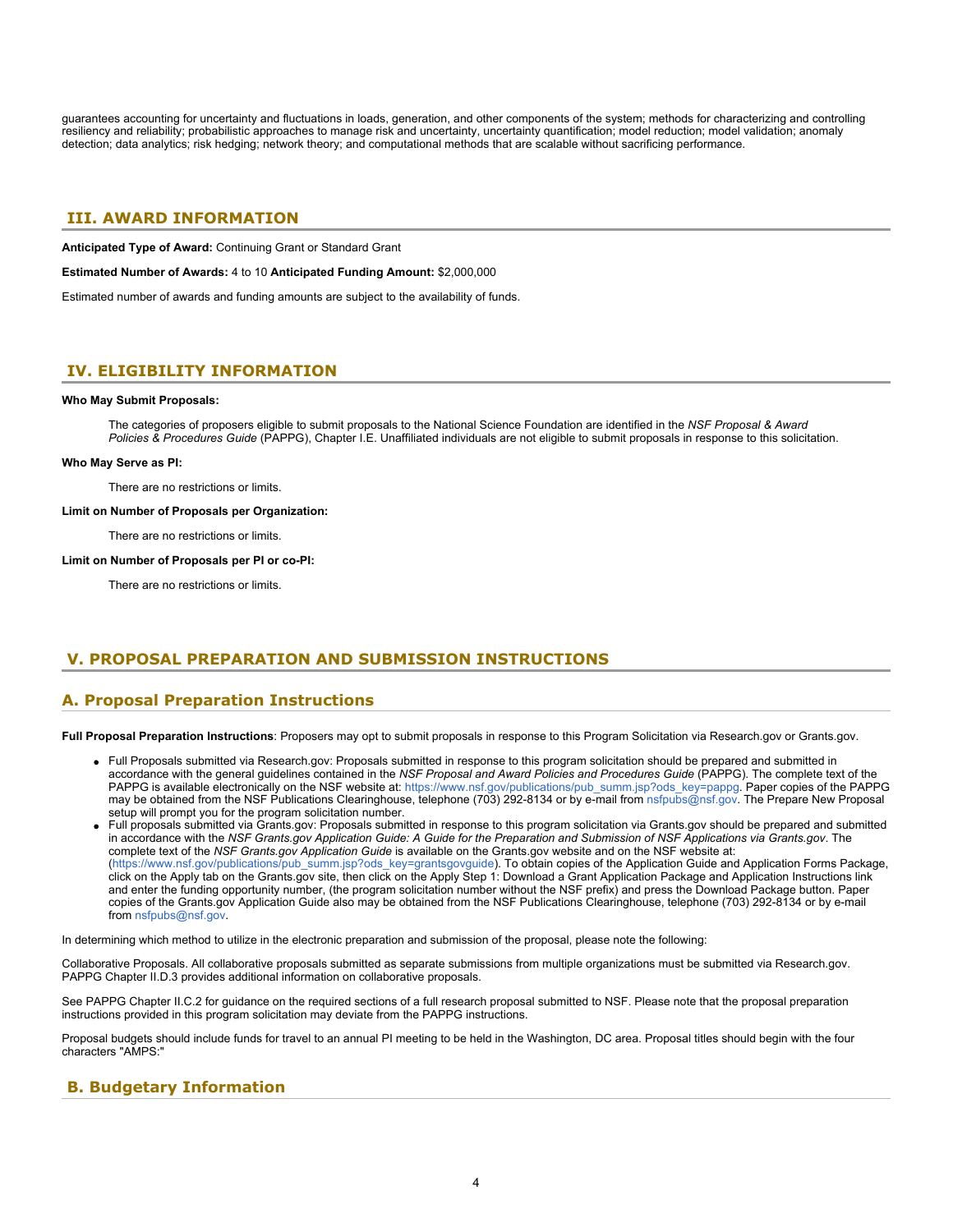guarantees accounting for uncertainty and fluctuations in loads, generation, and other components of the system; methods for characterizing and controlling resiliency and reliability; probabilistic approaches to manage risk and uncertainty, uncertainty quantification; model reduction; model validation; anomaly detection; data analytics; risk hedging; network theory; and computational methods that are scalable without sacrificing performance.

## III. AWARD INFORMATION

**Anticipated Type of Award:** Continuing Grant or Standard Grant

**Estimated Number of Awards:** 4 to 10 **Anticipated Funding Amount:** $2,000,000

Estimated number of awards and funding amounts are subject to the availability of funds.

## IV. ELIGIBILITY INFORMATION

**Who May Submit Proposals:**

The categories of proposers eligible to submit proposals to the National Science Foundation are identified in the *NSF Proposal & Award Policies & Procedures Guide* (PAPPG), Chapter I.E. Unaffiliated individuals are not eligible to submit proposals in response to this solicitation.

**Who May Serve as PI:**

There are no restrictions or limits.

**Limit on Number of Proposals per Organization:**

There are no restrictions or limits.

**Limit on Number of Proposals per PI or co-PI:**

There are no restrictions or limits.

## V. PROPOSAL PREPARATION AND SUBMISSION INSTRUCTIONS

### A. Proposal Preparation Instructions

**Full Proposal Preparation Instructions**: Proposers may opt to submit proposals in response to this Program Solicitation via Research.gov or Grants.gov.

- Full Proposals submitted via Research.gov: Proposals submitted in response to this program solicitation should be prepared and submitted in accordance with the general guidelines contained in the *NSF Proposal and Award Policies and Procedures Guide* (PAPPG). The complete text of the PAPPG is available electronically on the NSF website at: https://www.nsf.gov/publications/pub_summ.jsp?ods_key=pappg. Paper copies of the PAPPG may be obtained from the NSF Publications Clearinghouse, telephone (703) 292-8134 or by e-mail from nsfpubs@nsf.gov. The Prepare New Proposal setup will prompt you for the program solicitation number.
- Full proposals submitted via Grants.gov: Proposals submitted in response to this program solicitation via Grants.gov should be prepared and submitted in accordance with the *NSF Grants.gov Application Guide: A Guide for the Preparation and Submission of NSF Applications via Grants.gov*. The complete text of the *NSF Grants.gov Application Guide* is available on the Grants.gov website and on the NSF website at: (https://www.nsf.gov/publications/pub_summ.jsp?ods_key=grantsgovguide). To obtain copies of the Application Guide and Application Forms Package, click on the Apply tab on the Grants.gov site, then click on the Apply Step 1: Download a Grant Application Package and Application Instructions link and enter the funding opportunity number, (the program solicitation number without the NSF prefix) and press the Download Package button. Paper copies of the Grants.gov Application Guide also may be obtained from the NSF Publications Clearinghouse, telephone (703) 292-8134 or by e-mail from nsfpubs@nsf.gov.

In determining which method to utilize in the electronic preparation and submission of the proposal, please note the following:

Collaborative Proposals. All collaborative proposals submitted as separate submissions from multiple organizations must be submitted via Research.gov. PAPPG Chapter II.D.3 provides additional information on collaborative proposals.

See PAPPG Chapter II.C.2 for guidance on the required sections of a full research proposal submitted to NSF. Please note that the proposal preparation instructions provided in this program solicitation may deviate from the PAPPG instructions.

Proposal budgets should include funds for travel to an annual PI meeting to be held in the Washington, DC area. Proposal titles should begin with the four characters "AMPS:"

### B. Budgetary Information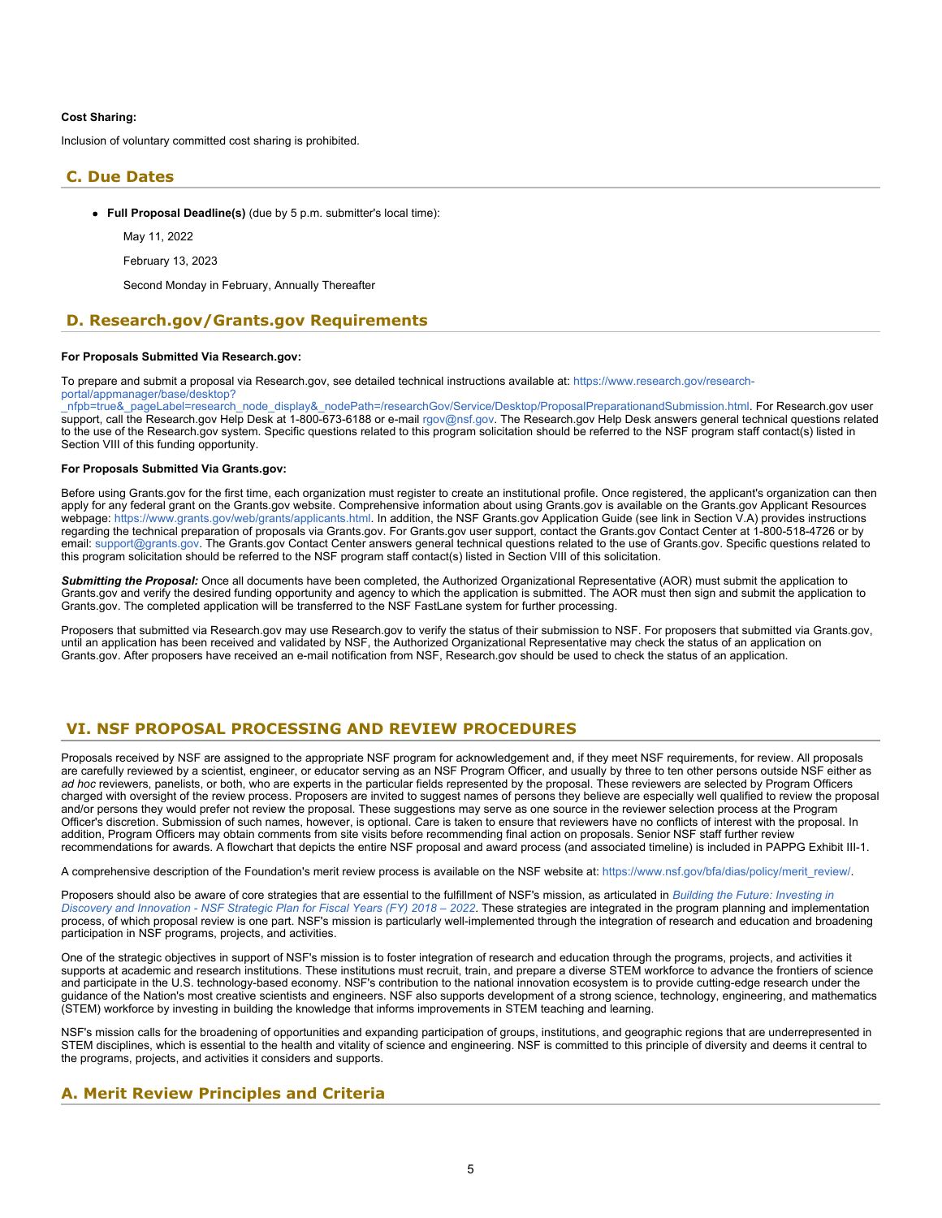**Cost Sharing:**

Inclusion of voluntary committed cost sharing is prohibited.

## C. Due Dates

- **Full Proposal Deadline(s)** (due by 5 p.m. submitter's local time):

  May 11, 2022

  February 13, 2023

  Second Monday in February, Annually Thereafter

## D. Research.gov/Grants.gov Requirements

**For Proposals Submitted Via Research.gov:**

To prepare and submit a proposal via Research.gov, see detailed technical instructions available at: https://www.research.gov/research-portal/appmanager/base/desktop?_nfpb=true&_pageLabel=research_node_display&_nodePath=/researchGov/Service/Desktop/ProposalPreparationandSubmission.html. For Research.gov user support, call the Research.gov Help Desk at 1-800-673-6188 or e-mail rgov@nsf.gov. The Research.gov Help Desk answers general technical questions related to the use of the Research.gov system. Specific questions related to this program solicitation should be referred to the NSF program staff contact(s) listed in Section VIII of this funding opportunity.

**For Proposals Submitted Via Grants.gov:**

Before using Grants.gov for the first time, each organization must register to create an institutional profile. Once registered, the applicant's organization can then apply for any federal grant on the Grants.gov website. Comprehensive information about using Grants.gov is available on the Grants.gov Applicant Resources webpage: https://www.grants.gov/web/grants/applicants.html. In addition, the NSF Grants.gov Application Guide (see link in Section V.A) provides instructions regarding the technical preparation of proposals via Grants.gov. For Grants.gov user support, contact the Grants.gov Contact Center at 1-800-518-4726 or by email: support@grants.gov. The Grants.gov Contact Center answers general technical questions related to the use of Grants.gov. Specific questions related to this program solicitation should be referred to the NSF program staff contact(s) listed in Section VIII of this solicitation.

***Submitting the Proposal:*** Once all documents have been completed, the Authorized Organizational Representative (AOR) must submit the application to Grants.gov and verify the desired funding opportunity and agency to which the application is submitted. The AOR must then sign and submit the application to Grants.gov. The completed application will be transferred to the NSF FastLane system for further processing.

Proposers that submitted via Research.gov may use Research.gov to verify the status of their submission to NSF. For proposers that submitted via Grants.gov, until an application has been received and validated by NSF, the Authorized Organizational Representative may check the status of an application on Grants.gov. After proposers have received an e-mail notification from NSF, Research.gov should be used to check the status of an application.

# VI. NSF PROPOSAL PROCESSING AND REVIEW PROCEDURES

Proposals received by NSF are assigned to the appropriate NSF program for acknowledgement and, if they meet NSF requirements, for review. All proposals are carefully reviewed by a scientist, engineer, or educator serving as an NSF Program Officer, and usually by three to ten other persons outside NSF either as *ad hoc* reviewers, panelists, or both, who are experts in the particular fields represented by the proposal. These reviewers are selected by Program Officers charged with oversight of the review process. Proposers are invited to suggest names of persons they believe are especially well qualified to review the proposal and/or persons they would prefer not review the proposal. These suggestions may serve as one source in the reviewer selection process at the Program Officer's discretion. Submission of such names, however, is optional. Care is taken to ensure that reviewers have no conflicts of interest with the proposal. In addition, Program Officers may obtain comments from site visits before recommending final action on proposals. Senior NSF staff further review recommendations for awards. A flowchart that depicts the entire NSF proposal and award process (and associated timeline) is included in PAPPG Exhibit III-1.

A comprehensive description of the Foundation's merit review process is available on the NSF website at: https://www.nsf.gov/bfa/dias/policy/merit_review/.

Proposers should also be aware of core strategies that are essential to the fulfillment of NSF's mission, as articulated in *Building the Future: Investing in Discovery and Innovation - NSF Strategic Plan for Fiscal Years (FY) 2018 – 2022*. These strategies are integrated in the program planning and implementation process, of which proposal review is one part. NSF's mission is particularly well-implemented through the integration of research and education and broadening participation in NSF programs, projects, and activities.

One of the strategic objectives in support of NSF's mission is to foster integration of research and education through the programs, projects, and activities it supports at academic and research institutions. These institutions must recruit, train, and prepare a diverse STEM workforce to advance the frontiers of science and participate in the U.S. technology-based economy. NSF's contribution to the national innovation ecosystem is to provide cutting-edge research under the guidance of the Nation's most creative scientists and engineers. NSF also supports development of a strong science, technology, engineering, and mathematics (STEM) workforce by investing in building the knowledge that informs improvements in STEM teaching and learning.

NSF's mission calls for the broadening of opportunities and expanding participation of groups, institutions, and geographic regions that are underrepresented in STEM disciplines, which is essential to the health and vitality of science and engineering. NSF is committed to this principle of diversity and deems it central to the programs, projects, and activities it considers and supports.

## A. Merit Review Principles and Criteria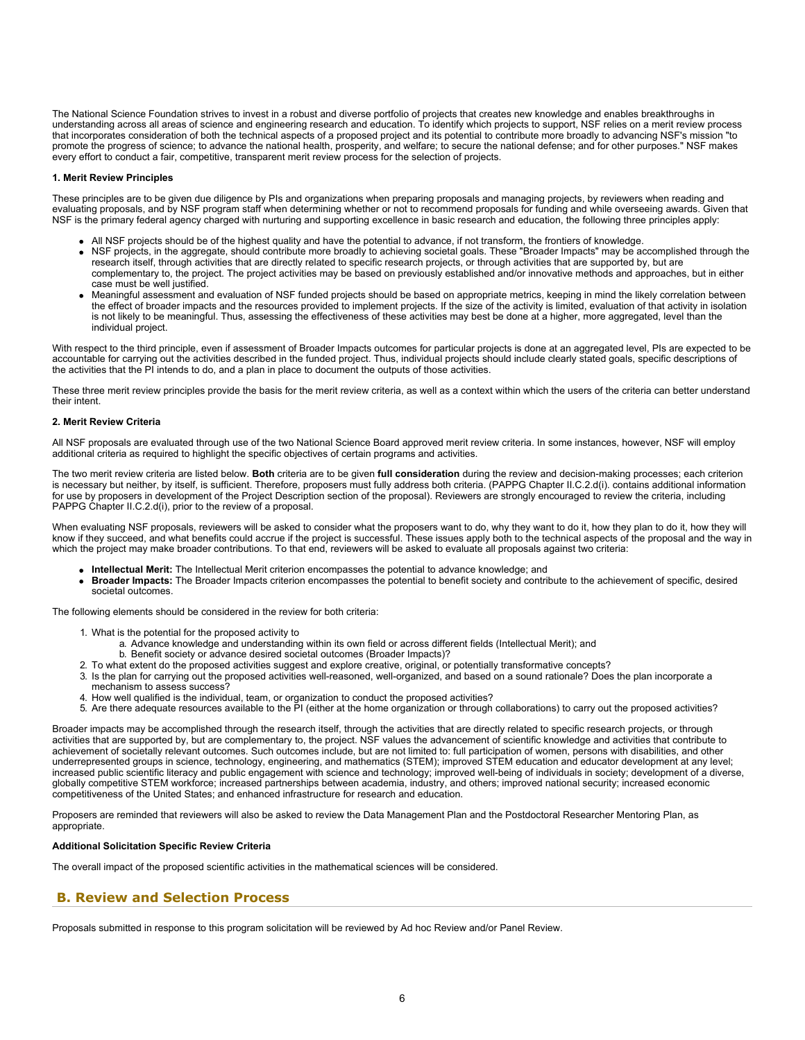The National Science Foundation strives to invest in a robust and diverse portfolio of projects that creates new knowledge and enables breakthroughs in understanding across all areas of science and engineering research and education. To identify which projects to support, NSF relies on a merit review process that incorporates consideration of both the technical aspects of a proposed project and its potential to contribute more broadly to advancing NSF's mission "to promote the progress of science; to advance the national health, prosperity, and welfare; to secure the national defense; and for other purposes." NSF makes every effort to conduct a fair, competitive, transparent merit review process for the selection of projects.

**1. Merit Review Principles**

These principles are to be given due diligence by PIs and organizations when preparing proposals and managing projects, by reviewers when reading and evaluating proposals, and by NSF program staff when determining whether or not to recommend proposals for funding and while overseeing awards. Given that NSF is the primary federal agency charged with nurturing and supporting excellence in basic research and education, the following three principles apply:

- All NSF projects should be of the highest quality and have the potential to advance, if not transform, the frontiers of knowledge.
- NSF projects, in the aggregate, should contribute more broadly to achieving societal goals. These "Broader Impacts" may be accomplished through the research itself, through activities that are directly related to specific research projects, or through activities that are supported by, but are complementary to, the project. The project activities may be based on previously established and/or innovative methods and approaches, but in either case must be well justified.
- Meaningful assessment and evaluation of NSF funded projects should be based on appropriate metrics, keeping in mind the likely correlation between the effect of broader impacts and the resources provided to implement projects. If the size of the activity is limited, evaluation of that activity in isolation is not likely to be meaningful. Thus, assessing the effectiveness of these activities may best be done at a higher, more aggregated, level than the individual project.

With respect to the third principle, even if assessment of Broader Impacts outcomes for particular projects is done at an aggregated level, PIs are expected to be accountable for carrying out the activities described in the funded project. Thus, individual projects should include clearly stated goals, specific descriptions of the activities that the PI intends to do, and a plan in place to document the outputs of those activities.

These three merit review principles provide the basis for the merit review criteria, as well as a context within which the users of the criteria can better understand their intent.

**2. Merit Review Criteria**

All NSF proposals are evaluated through use of the two National Science Board approved merit review criteria. In some instances, however, NSF will employ additional criteria as required to highlight the specific objectives of certain programs and activities.

The two merit review criteria are listed below. **Both** criteria are to be given **full consideration** during the review and decision-making processes; each criterion is necessary but neither, by itself, is sufficient. Therefore, proposers must fully address both criteria. (PAPPG Chapter II.C.2.d(i). contains additional information for use by proposers in development of the Project Description section of the proposal). Reviewers are strongly encouraged to review the criteria, including PAPPG Chapter II.C.2.d(i), prior to the review of a proposal.

When evaluating NSF proposals, reviewers will be asked to consider what the proposers want to do, why they want to do it, how they plan to do it, how they will know if they succeed, and what benefits could accrue if the project is successful. These issues apply both to the technical aspects of the proposal and the way in which the project may make broader contributions. To that end, reviewers will be asked to evaluate all proposals against two criteria:

- **Intellectual Merit:** The Intellectual Merit criterion encompasses the potential to advance knowledge; and
- **Broader Impacts:** The Broader Impacts criterion encompasses the potential to benefit society and contribute to the achievement of specific, desired societal outcomes.

The following elements should be considered in the review for both criteria:

1. What is the potential for the proposed activity to
   a. Advance knowledge and understanding within its own field or across different fields (Intellectual Merit); and
   b. Benefit society or advance desired societal outcomes (Broader Impacts)?
2. To what extent do the proposed activities suggest and explore creative, original, or potentially transformative concepts?
3. Is the plan for carrying out the proposed activities well-reasoned, well-organized, and based on a sound rationale? Does the plan incorporate a mechanism to assess success?
4. How well qualified is the individual, team, or organization to conduct the proposed activities?
5. Are there adequate resources available to the PI (either at the home organization or through collaborations) to carry out the proposed activities?

Broader impacts may be accomplished through the research itself, through the activities that are directly related to specific research projects, or through activities that are supported by, but are complementary to, the project. NSF values the advancement of scientific knowledge and activities that contribute to achievement of societally relevant outcomes. Such outcomes include, but are not limited to: full participation of women, persons with disabilities, and other underrepresented groups in science, technology, engineering, and mathematics (STEM); improved STEM education and educator development at any level; increased public scientific literacy and public engagement with science and technology; improved well-being of individuals in society; development of a diverse, globally competitive STEM workforce; increased partnerships between academia, industry, and others; improved national security; increased economic competitiveness of the United States; and enhanced infrastructure for research and education.

Proposers are reminded that reviewers will also be asked to review the Data Management Plan and the Postdoctoral Researcher Mentoring Plan, as appropriate.

**Additional Solicitation Specific Review Criteria**

The overall impact of the proposed scientific activities in the mathematical sciences will be considered.

## B. Review and Selection Process

Proposals submitted in response to this program solicitation will be reviewed by Ad hoc Review and/or Panel Review.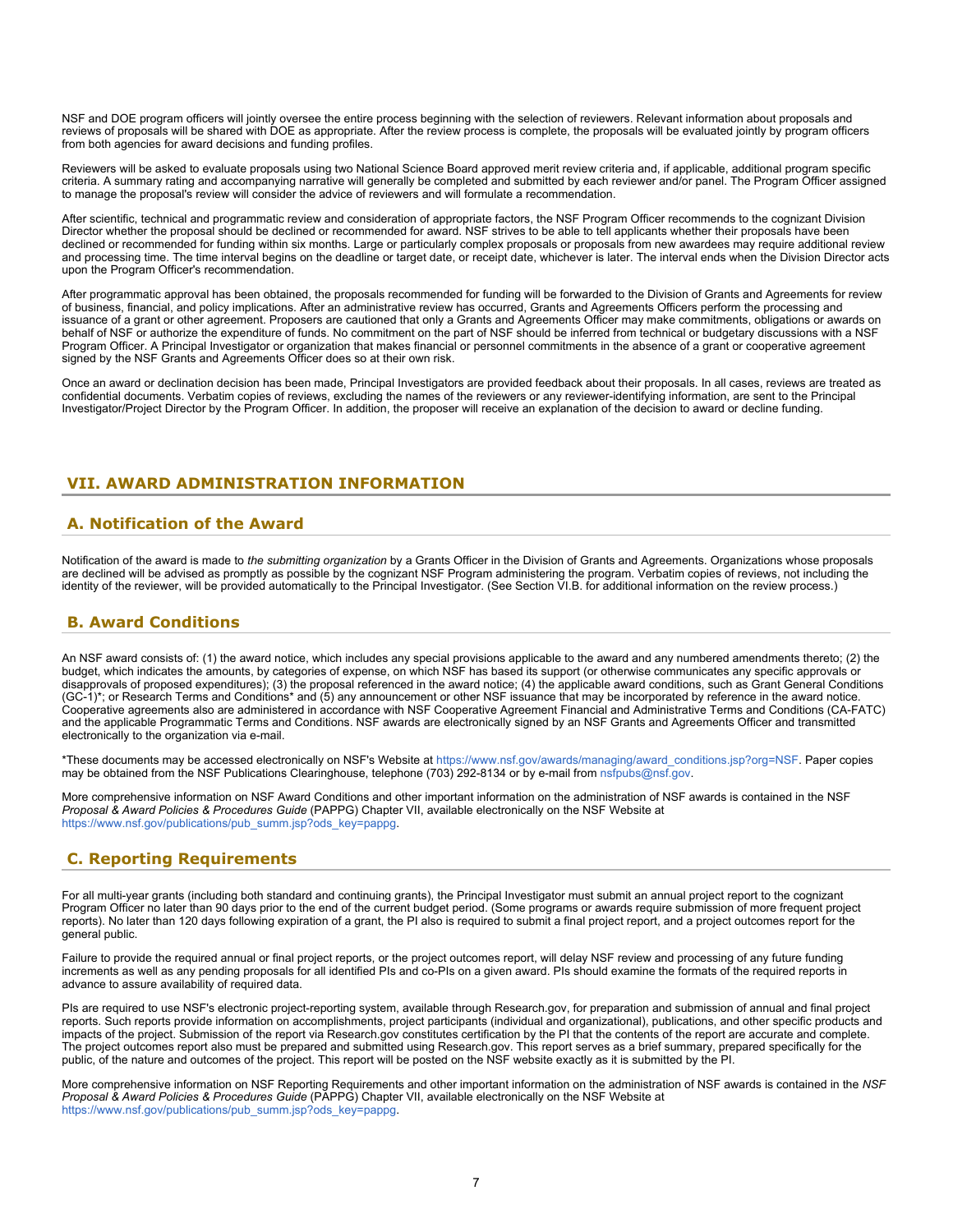NSF and DOE program officers will jointly oversee the entire process beginning with the selection of reviewers. Relevant information about proposals and reviews of proposals will be shared with DOE as appropriate. After the review process is complete, the proposals will be evaluated jointly by program officers from both agencies for award decisions and funding profiles.

Reviewers will be asked to evaluate proposals using two National Science Board approved merit review criteria and, if applicable, additional program specific criteria. A summary rating and accompanying narrative will generally be completed and submitted by each reviewer and/or panel. The Program Officer assigned to manage the proposal's review will consider the advice of reviewers and will formulate a recommendation.

After scientific, technical and programmatic review and consideration of appropriate factors, the NSF Program Officer recommends to the cognizant Division Director whether the proposal should be declined or recommended for award. NSF strives to be able to tell applicants whether their proposals have been declined or recommended for funding within six months. Large or particularly complex proposals or proposals from new awardees may require additional review and processing time. The time interval begins on the deadline or target date, or receipt date, whichever is later. The interval ends when the Division Director acts upon the Program Officer's recommendation.

After programmatic approval has been obtained, the proposals recommended for funding will be forwarded to the Division of Grants and Agreements for review of business, financial, and policy implications. After an administrative review has occurred, Grants and Agreements Officers perform the processing and issuance of a grant or other agreement. Proposers are cautioned that only a Grants and Agreements Officer may make commitments, obligations or awards on behalf of NSF or authorize the expenditure of funds. No commitment on the part of NSF should be inferred from technical or budgetary discussions with a NSF Program Officer. A Principal Investigator or organization that makes financial or personnel commitments in the absence of a grant or cooperative agreement signed by the NSF Grants and Agreements Officer does so at their own risk.

Once an award or declination decision has been made, Principal Investigators are provided feedback about their proposals. In all cases, reviews are treated as confidential documents. Verbatim copies of reviews, excluding the names of the reviewers or any reviewer-identifying information, are sent to the Principal Investigator/Project Director by the Program Officer. In addition, the proposer will receive an explanation of the decision to award or decline funding.

## VII. AWARD ADMINISTRATION INFORMATION

### A. Notification of the Award

Notification of the award is made to *the submitting organization* by a Grants Officer in the Division of Grants and Agreements. Organizations whose proposals are declined will be advised as promptly as possible by the cognizant NSF Program administering the program. Verbatim copies of reviews, not including the identity of the reviewer, will be provided automatically to the Principal Investigator. (See Section VI.B. for additional information on the review process.)

### B. Award Conditions

An NSF award consists of: (1) the award notice, which includes any special provisions applicable to the award and any numbered amendments thereto; (2) the budget, which indicates the amounts, by categories of expense, on which NSF has based its support (or otherwise communicates any specific approvals or disapprovals of proposed expenditures); (3) the proposal referenced in the award notice; (4) the applicable award conditions, such as Grant General Conditions (GC-1)*; or Research Terms and Conditions* and (5) any announcement or other NSF issuance that may be incorporated by reference in the award notice. Cooperative agreements also are administered in accordance with NSF Cooperative Agreement Financial and Administrative Terms and Conditions (CA-FATC) and the applicable Programmatic Terms and Conditions. NSF awards are electronically signed by an NSF Grants and Agreements Officer and transmitted electronically to the organization via e-mail.

*These documents may be accessed electronically on NSF's Website at https://www.nsf.gov/awards/managing/award_conditions.jsp?org=NSF. Paper copies may be obtained from the NSF Publications Clearinghouse, telephone (703) 292-8134 or by e-mail from nsfpubs@nsf.gov.

More comprehensive information on NSF Award Conditions and other important information on the administration of NSF awards is contained in the NSF *Proposal & Award Policies & Procedures Guide* (PAPPG) Chapter VII, available electronically on the NSF Website at https://www.nsf.gov/publications/pub_summ.jsp?ods_key=pappg.

### C. Reporting Requirements

For all multi-year grants (including both standard and continuing grants), the Principal Investigator must submit an annual project report to the cognizant Program Officer no later than 90 days prior to the end of the current budget period. (Some programs or awards require submission of more frequent project reports). No later than 120 days following expiration of a grant, the PI also is required to submit a final project report, and a project outcomes report for the general public.

Failure to provide the required annual or final project reports, or the project outcomes report, will delay NSF review and processing of any future funding increments as well as any pending proposals for all identified PIs and co-PIs on a given award. PIs should examine the formats of the required reports in advance to assure availability of required data.

PIs are required to use NSF's electronic project-reporting system, available through Research.gov, for preparation and submission of annual and final project reports. Such reports provide information on accomplishments, project participants (individual and organizational), publications, and other specific products and impacts of the project. Submission of the report via Research.gov constitutes certification by the PI that the contents of the report are accurate and complete. The project outcomes report also must be prepared and submitted using Research.gov. This report serves as a brief summary, prepared specifically for the public, of the nature and outcomes of the project. This report will be posted on the NSF website exactly as it is submitted by the PI.

More comprehensive information on NSF Reporting Requirements and other important information on the administration of NSF awards is contained in the *NSF Proposal & Award Policies & Procedures Guide* (PAPPG) Chapter VII, available electronically on the NSF Website at https://www.nsf.gov/publications/pub_summ.jsp?ods_key=pappg.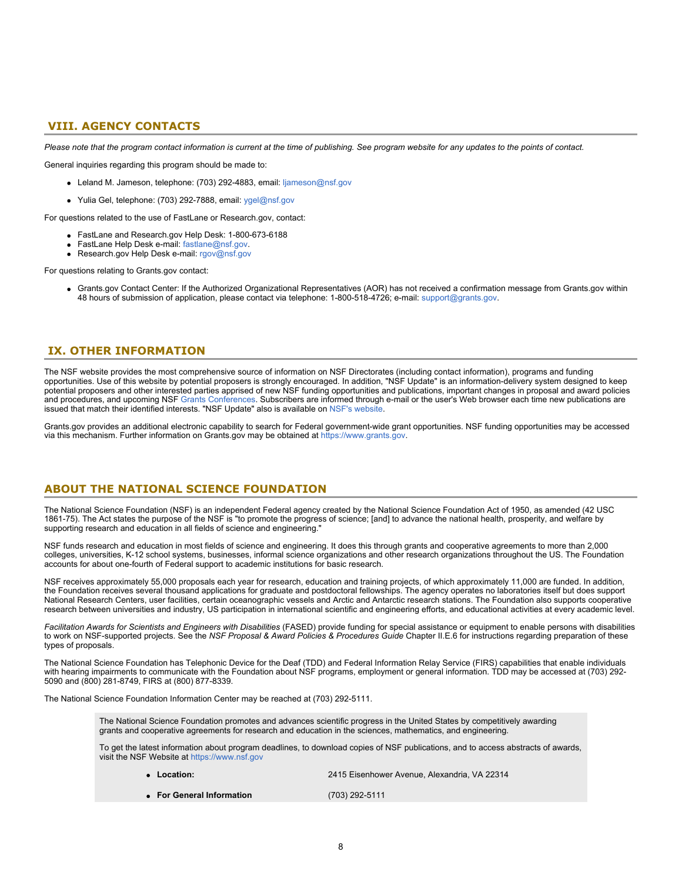## VIII. AGENCY CONTACTS

*Please note that the program contact information is current at the time of publishing. See program website for any updates to the points of contact.*

General inquiries regarding this program should be made to:

- Leland M. Jameson, telephone: (703) 292-4883, email: ljameson@nsf.gov
- Yulia Gel, telephone: (703) 292-7888, email: ygel@nsf.gov

For questions related to the use of FastLane or Research.gov, contact:

- FastLane and Research.gov Help Desk: 1-800-673-6188
- FastLane Help Desk e-mail: fastlane@nsf.gov.
- Research.gov Help Desk e-mail: rgov@nsf.gov

For questions relating to Grants.gov contact:

- Grants.gov Contact Center: If the Authorized Organizational Representatives (AOR) has not received a confirmation message from Grants.gov within 48 hours of submission of application, please contact via telephone: 1-800-518-4726; e-mail: support@grants.gov.

## IX. OTHER INFORMATION

The NSF website provides the most comprehensive source of information on NSF Directorates (including contact information), programs and funding opportunities. Use of this website by potential proposers is strongly encouraged. In addition, "NSF Update" is an information-delivery system designed to keep potential proposers and other interested parties apprised of new NSF funding opportunities and publications, important changes in proposal and award policies and procedures, and upcoming NSF Grants Conferences. Subscribers are informed through e-mail or the user's Web browser each time new publications are issued that match their identified interests. "NSF Update" also is available on NSF's website.

Grants.gov provides an additional electronic capability to search for Federal government-wide grant opportunities. NSF funding opportunities may be accessed via this mechanism. Further information on Grants.gov may be obtained at https://www.grants.gov.

## ABOUT THE NATIONAL SCIENCE FOUNDATION

The National Science Foundation (NSF) is an independent Federal agency created by the National Science Foundation Act of 1950, as amended (42 USC 1861-75). The Act states the purpose of the NSF is "to promote the progress of science; [and] to advance the national health, prosperity, and welfare by supporting research and education in all fields of science and engineering."

NSF funds research and education in most fields of science and engineering. It does this through grants and cooperative agreements to more than 2,000 colleges, universities, K-12 school systems, businesses, informal science organizations and other research organizations throughout the US. The Foundation accounts for about one-fourth of Federal support to academic institutions for basic research.

NSF receives approximately 55,000 proposals each year for research, education and training projects, of which approximately 11,000 are funded. In addition, the Foundation receives several thousand applications for graduate and postdoctoral fellowships. The agency operates no laboratories itself but does support National Research Centers, user facilities, certain oceanographic vessels and Arctic and Antarctic research stations. The Foundation also supports cooperative research between universities and industry, US participation in international scientific and engineering efforts, and educational activities at every academic level.

*Facilitation Awards for Scientists and Engineers with Disabilities* (FASED) provide funding for special assistance or equipment to enable persons with disabilities to work on NSF-supported projects. See the *NSF Proposal & Award Policies & Procedures Guide* Chapter II.E.6 for instructions regarding preparation of these types of proposals.

The National Science Foundation has Telephonic Device for the Deaf (TDD) and Federal Information Relay Service (FIRS) capabilities that enable individuals with hearing impairments to communicate with the Foundation about NSF programs, employment or general information. TDD may be accessed at (703) 292-5090 and (800) 281-8749, FIRS at (800) 877-8339.

The National Science Foundation Information Center may be reached at (703) 292-5111.

The National Science Foundation promotes and advances scientific progress in the United States by competitively awarding grants and cooperative agreements for research and education in the sciences, mathematics, and engineering.

To get the latest information about program deadlines, to download copies of NSF publications, and to access abstracts of awards, visit the NSF Website at https://www.nsf.gov

- **Location:** 2415 Eisenhower Avenue, Alexandria, VA 22314
- **For General Information** (703) 292-5111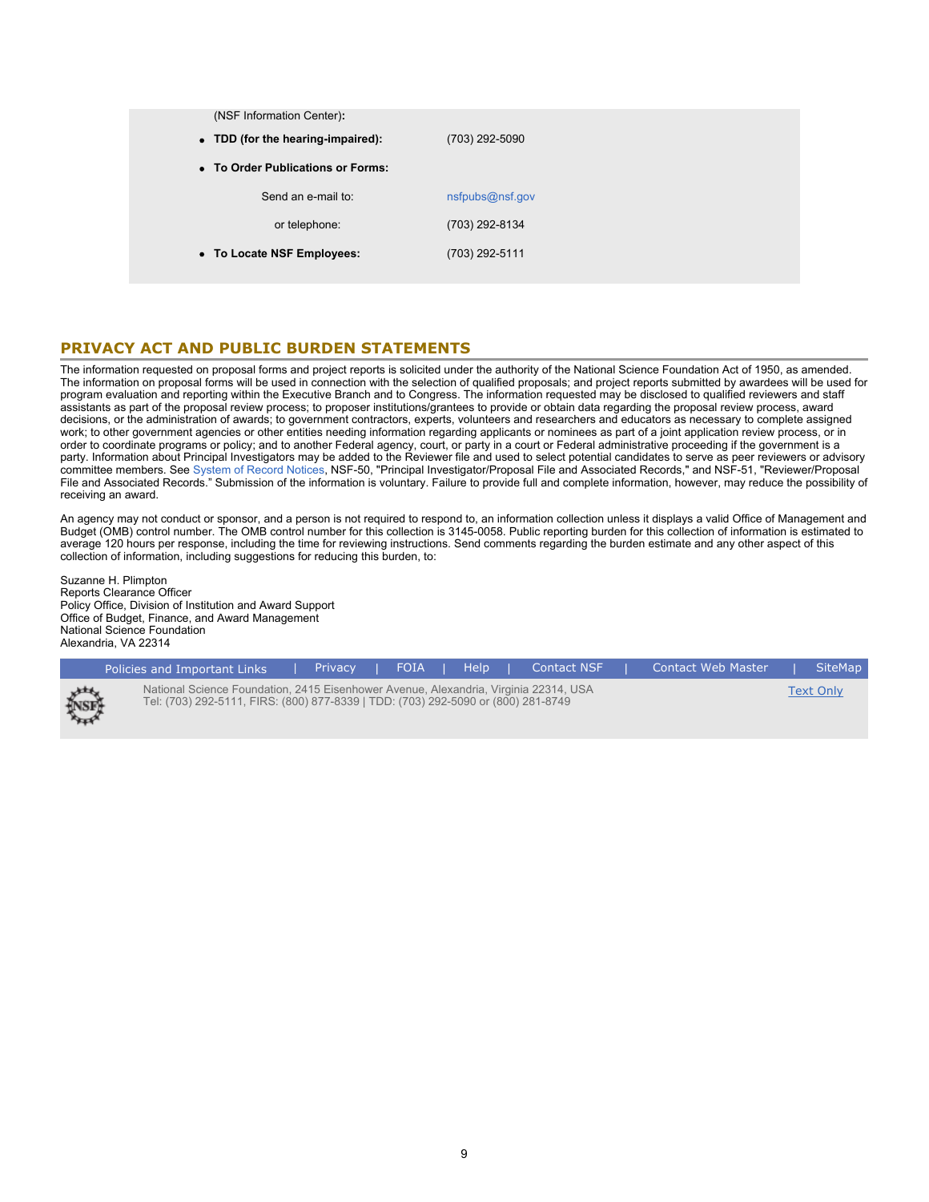(NSF Information Center):

- **TDD (for the hearing-impaired):** (703) 292-5090
- **To Order Publications or Forms:**

  Send an e-mail to: nsfpubs@nsf.gov

  or telephone: (703) 292-8134
- **To Locate NSF Employees:** (703) 292-5111

## PRIVACY ACT AND PUBLIC BURDEN STATEMENTS

The information requested on proposal forms and project reports is solicited under the authority of the National Science Foundation Act of 1950, as amended. The information on proposal forms will be used in connection with the selection of qualified proposals; and project reports submitted by awardees will be used for program evaluation and reporting within the Executive Branch and to Congress. The information requested may be disclosed to qualified reviewers and staff assistants as part of the proposal review process; to proposer institutions/grantees to provide or obtain data regarding the proposal review process, award decisions, or the administration of awards; to government contractors, experts, volunteers and researchers and educators as necessary to complete assigned work; to other government agencies or other entities needing information regarding applicants or nominees as part of a joint application review process, or in order to coordinate programs or policy; and to another Federal agency, court, or party in a court or Federal administrative proceeding if the government is a party. Information about Principal Investigators may be added to the Reviewer file and used to select potential candidates to serve as peer reviewers or advisory committee members. See System of Record Notices, NSF-50, "Principal Investigator/Proposal File and Associated Records," and NSF-51, "Reviewer/Proposal File and Associated Records." Submission of the information is voluntary. Failure to provide full and complete information, however, may reduce the possibility of receiving an award.

An agency may not conduct or sponsor, and a person is not required to respond to, an information collection unless it displays a valid Office of Management and Budget (OMB) control number. The OMB control number for this collection is 3145-0058. Public reporting burden for this collection of information is estimated to average 120 hours per response, including the time for reviewing instructions. Send comments regarding the burden estimate and any other aspect of this collection of information, including suggestions for reducing this burden, to:

Suzanne H. Plimpton
Reports Clearance Officer
Policy Office, Division of Institution and Award Support
Office of Budget, Finance, and Award Management
National Science Foundation
Alexandria, VA 22314

Policies and Important Links | Privacy | FOIA | Help | Contact NSF | Contact Web Master | SiteMap

National Science Foundation, 2415 Eisenhower Avenue, Alexandria, Virginia 22314, USA
Tel: (703) 292-5111, FIRS: (800) 877-8339 | TDD: (703) 292-5090 or (800) 281-8749

Text Only